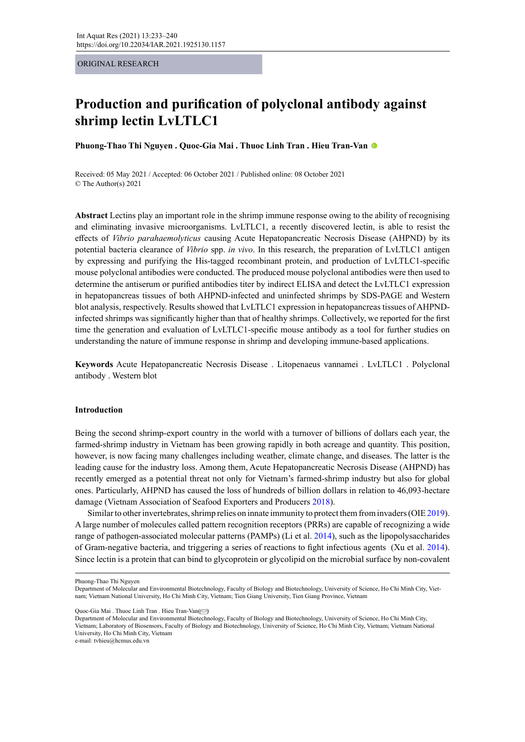ORIGINAL RESEARCH

# Production and purification of polyclonal antibody against shrimp lectin LvLTLC1

**Phuong-Thao Thi Nguyen . Quoc-Gia Mai . Thuoc Linh Tran . Hieu Tran-Van**

Received: 05 May 2021 / Accepted: 06 October 2021 / Published online: 08 October 2021
© The Author(s) 2021

**Abstract** Lectins play an important role in the shrimp immune response owing to the ability of recognising and eliminating invasive microorganisms. LvLTLC1, a recently discovered lectin, is able to resist the effects of *Vibrio parahaemolyticus* causing Acute Hepatopancreatic Necrosis Disease (AHPND) by its potential bacteria clearance of *Vibrio* spp. *in vivo*. In this research, the preparation of LvLTLC1 antigen by expressing and purifying the His-tagged recombinant protein, and production of LvLTLC1-specific mouse polyclonal antibodies were conducted. The produced mouse polyclonal antibodies were then used to determine the antiserum or purified antibodies titer by indirect ELISA and detect the LvLTLC1 expression in hepatopancreas tissues of both AHPND-infected and uninfected shrimps by SDS-PAGE and Western blot analysis, respectively. Results showed that LvLTLC1 expression in hepatopancreas tissues of AHPND-infected shrimps was significantly higher than that of healthy shrimps. Collectively, we reported for the first time the generation and evaluation of LvLTLC1-specific mouse antibody as a tool for further studies on understanding the nature of immune response in shrimp and developing immune-based applications.

**Keywords** Acute Hepatopancreatic Necrosis Disease . Litopenaeus vannamei . LvLTLC1 . Polyclonal antibody . Western blot

## Introduction

Being the second shrimp-export country in the world with a turnover of billions of dollars each year, the farmed-shrimp industry in Vietnam has been growing rapidly in both acreage and quantity. This position, however, is now facing many challenges including weather, climate change, and diseases. The latter is the leading cause for the industry loss. Among them, Acute Hepatopancreatic Necrosis Disease (AHPND) has recently emerged as a potential threat not only for Vietnam's farmed-shrimp industry but also for global ones. Particularly, AHPND has caused the loss of hundreds of billion dollars in relation to 46,093-hectare damage (Vietnam Association of Seafood Exporters and Producers 2018).

Similar to other invertebrates, shrimp relies on innate immunity to protect them from invaders (OIE 2019). A large number of molecules called pattern recognition receptors (PRRs) are capable of recognizing a wide range of pathogen-associated molecular patterns (PAMPs) (Li et al. 2014), such as the lipopolysaccharides of Gram-negative bacteria, and triggering a series of reactions to fight infectious agents (Xu et al. 2014). Since lectin is a protein that can bind to glycoprotein or glycolipid on the microbial surface by non-covalent

---

Phuong-Thao Thi Nguyen
Department of Molecular and Environmental Biotechnology, Faculty of Biology and Biotechnology, University of Science, Ho Chi Minh City, Vietnam; Vietnam National University, Ho Chi Minh City, Vietnam; Tien Giang University, Tien Giang Province, Vietnam

Quoc-Gia Mai . Thuoc Linh Tran . Hieu Tran-Van (✉)
Department of Molecular and Environmental Biotechnology, Faculty of Biology and Biotechnology, University of Science, Ho Chi Minh City, Vietnam; Laboratory of Biosensors, Faculty of Biology and Biotechnology, University of Science, Ho Chi Minh City, Vietnam; Vietnam National University, Ho Chi Minh City, Vietnam
e-mail: tvhieu@hcmus.edu.vn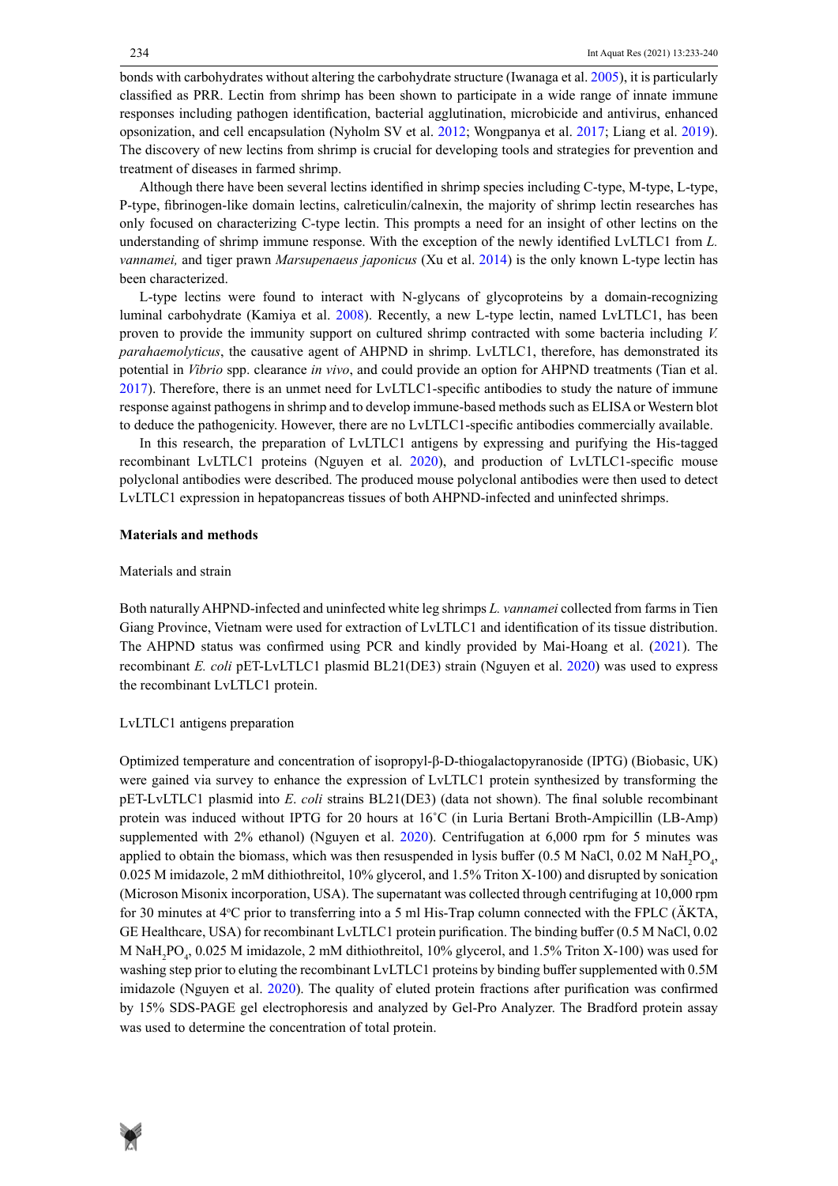bonds with carbohydrates without altering the carbohydrate structure (Iwanaga et al. 2005), it is particularly classified as PRR. Lectin from shrimp has been shown to participate in a wide range of innate immune responses including pathogen identification, bacterial agglutination, microbicide and antivirus, enhanced opsonization, and cell encapsulation (Nyholm SV et al. 2012; Wongpanya et al. 2017; Liang et al. 2019). The discovery of new lectins from shrimp is crucial for developing tools and strategies for prevention and treatment of diseases in farmed shrimp.

Although there have been several lectins identified in shrimp species including C-type, M-type, L-type, P-type, fibrinogen-like domain lectins, calreticulin/calnexin, the majority of shrimp lectin researches has only focused on characterizing C-type lectin. This prompts a need for an insight of other lectins on the understanding of shrimp immune response. With the exception of the newly identified LvLTLC1 from *L. vannamei,* and tiger prawn *Marsupenaeus japonicus* (Xu et al. 2014) is the only known L-type lectin has been characterized.

L-type lectins were found to interact with N-glycans of glycoproteins by a domain-recognizing luminal carbohydrate (Kamiya et al. 2008). Recently, a new L-type lectin, named LvLTLC1, has been proven to provide the immunity support on cultured shrimp contracted with some bacteria including *V. parahaemolyticus*, the causative agent of AHPND in shrimp. LvLTLC1, therefore, has demonstrated its potential in *Vibrio* spp. clearance *in vivo*, and could provide an option for AHPND treatments (Tian et al. 2017). Therefore, there is an unmet need for LvLTLC1-specific antibodies to study the nature of immune response against pathogens in shrimp and to develop immune-based methods such as ELISA or Western blot to deduce the pathogenicity. However, there are no LvLTLC1-specific antibodies commercially available.

In this research, the preparation of LvLTLC1 antigens by expressing and purifying the His-tagged recombinant LvLTLC1 proteins (Nguyen et al. 2020), and production of LvLTLC1-specific mouse polyclonal antibodies were described. The produced mouse polyclonal antibodies were then used to detect LvLTLC1 expression in hepatopancreas tissues of both AHPND-infected and uninfected shrimps.

## Materials and methods

### Materials and strain

Both naturally AHPND-infected and uninfected white leg shrimps *L. vannamei* collected from farms in Tien Giang Province, Vietnam were used for extraction of LvLTLC1 and identification of its tissue distribution. The AHPND status was confirmed using PCR and kindly provided by Mai-Hoang et al. (2021). The recombinant *E. coli* pET-LvLTLC1 plasmid BL21(DE3) strain (Nguyen et al. 2020) was used to express the recombinant LvLTLC1 protein.

### LvLTLC1 antigens preparation

Optimized temperature and concentration of isopropyl-β-D-thiogalactopyranoside (IPTG) (Biobasic, UK) were gained via survey to enhance the expression of LvLTLC1 protein synthesized by transforming the pET-LvLTLC1 plasmid into *E. coli* strains BL21(DE3) (data not shown). The final soluble recombinant protein was induced without IPTG for 20 hours at 16˚C (in Luria Bertani Broth-Ampicillin (LB-Amp) supplemented with 2% ethanol) (Nguyen et al. 2020). Centrifugation at 6,000 rpm for 5 minutes was applied to obtain the biomass, which was then resuspended in lysis buffer (0.5 M NaCl, 0.02 M $NaH_2PO_4$, 0.025 M imidazole, 2 mM dithiothreitol, 10% glycerol, and 1.5% Triton X-100) and disrupted by sonication (Microson Misonix incorporation, USA). The supernatant was collected through centrifuging at 10,000 rpm for 30 minutes at 4°C prior to transferring into a 5 ml His-Trap column connected with the FPLC (ÄKTA, GE Healthcare, USA) for recombinant LvLTLC1 protein purification. The binding buffer (0.5 M NaCl, 0.02 M $NaH_2PO_4$, 0.025 M imidazole, 2 mM dithiothreitol, 10% glycerol, and 1.5% Triton X-100) was used for washing step prior to eluting the recombinant LvLTLC1 proteins by binding buffer supplemented with 0.5M imidazole (Nguyen et al. 2020). The quality of eluted protein fractions after purification was confirmed by 15% SDS-PAGE gel electrophoresis and analyzed by Gel-Pro Analyzer. The Bradford protein assay was used to determine the concentration of total protein.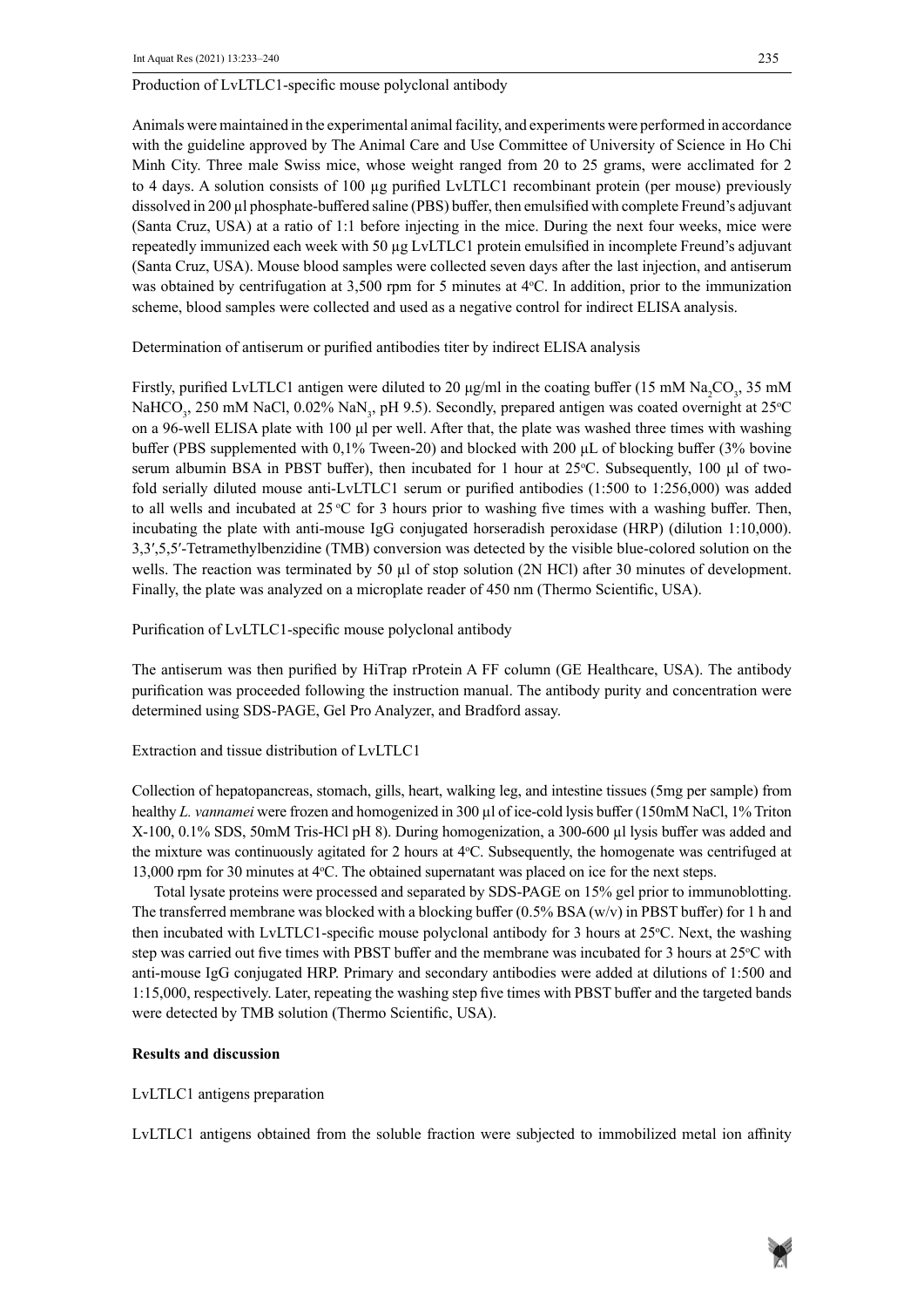Production of LvLTLC1-specific mouse polyclonal antibody

Animals were maintained in the experimental animal facility, and experiments were performed in accordance with the guideline approved by The Animal Care and Use Committee of University of Science in Ho Chi Minh City. Three male Swiss mice, whose weight ranged from 20 to 25 grams, were acclimated for 2 to 4 days. A solution consists of 100 µg purified LvLTLC1 recombinant protein (per mouse) previously dissolved in 200 µl phosphate-buffered saline (PBS) buffer, then emulsified with complete Freund's adjuvant (Santa Cruz, USA) at a ratio of 1:1 before injecting in the mice. During the next four weeks, mice were repeatedly immunized each week with 50 µg LvLTLC1 protein emulsified in incomplete Freund's adjuvant (Santa Cruz, USA). Mouse blood samples were collected seven days after the last injection, and antiserum was obtained by centrifugation at 3,500 rpm for 5 minutes at 4°C. In addition, prior to the immunization scheme, blood samples were collected and used as a negative control for indirect ELISA analysis.

Determination of antiserum or purified antibodies titer by indirect ELISA analysis

Firstly, purified LvLTLC1 antigen were diluted to 20 µg/ml in the coating buffer (15 mM $Na_2CO_3$, 35 mM $NaHCO_3$, 250 mM NaCl, 0.02% $NaN_3$, pH 9.5). Secondly, prepared antigen was coated overnight at 25°C on a 96-well ELISA plate with 100 µl per well. After that, the plate was washed three times with washing buffer (PBS supplemented with 0,1% Tween-20) and blocked with 200 µL of blocking buffer (3% bovine serum albumin BSA in PBST buffer), then incubated for 1 hour at 25°C. Subsequently, 100 µl of two-fold serially diluted mouse anti-LvLTLC1 serum or purified antibodies (1:500 to 1:256,000) was added to all wells and incubated at 25 °C for 3 hours prior to washing five times with a washing buffer. Then, incubating the plate with anti-mouse IgG conjugated horseradish peroxidase (HRP) (dilution 1:10,000). 3,3′,5,5′-Tetramethylbenzidine (TMB) conversion was detected by the visible blue-colored solution on the wells. The reaction was terminated by 50 µl of stop solution (2N HCl) after 30 minutes of development. Finally, the plate was analyzed on a microplate reader of 450 nm (Thermo Scientific, USA).

Purification of LvLTLC1-specific mouse polyclonal antibody

The antiserum was then purified by HiTrap rProtein A FF column (GE Healthcare, USA). The antibody purification was proceeded following the instruction manual. The antibody purity and concentration were determined using SDS-PAGE, Gel Pro Analyzer, and Bradford assay.

Extraction and tissue distribution of LvLTLC1

Collection of hepatopancreas, stomach, gills, heart, walking leg, and intestine tissues (5mg per sample) from healthy *L. vannamei* were frozen and homogenized in 300 µl of ice-cold lysis buffer (150mM NaCl, 1% Triton X-100, 0.1% SDS, 50mM Tris-HCl pH 8). During homogenization, a 300-600 µl lysis buffer was added and the mixture was continuously agitated for 2 hours at 4°C. Subsequently, the homogenate was centrifuged at 13,000 rpm for 30 minutes at 4°C. The obtained supernatant was placed on ice for the next steps.

Total lysate proteins were processed and separated by SDS-PAGE on 15% gel prior to immunoblotting. The transferred membrane was blocked with a blocking buffer (0.5% BSA (w/v) in PBST buffer) for 1 h and then incubated with LvLTLC1-specific mouse polyclonal antibody for 3 hours at 25°C. Next, the washing step was carried out five times with PBST buffer and the membrane was incubated for 3 hours at 25°C with anti-mouse IgG conjugated HRP. Primary and secondary antibodies were added at dilutions of 1:500 and 1:15,000, respectively. Later, repeating the washing step five times with PBST buffer and the targeted bands were detected by TMB solution (Thermo Scientific, USA).

## Results and discussion

LvLTLC1 antigens preparation

LvLTLC1 antigens obtained from the soluble fraction were subjected to immobilized metal ion affinity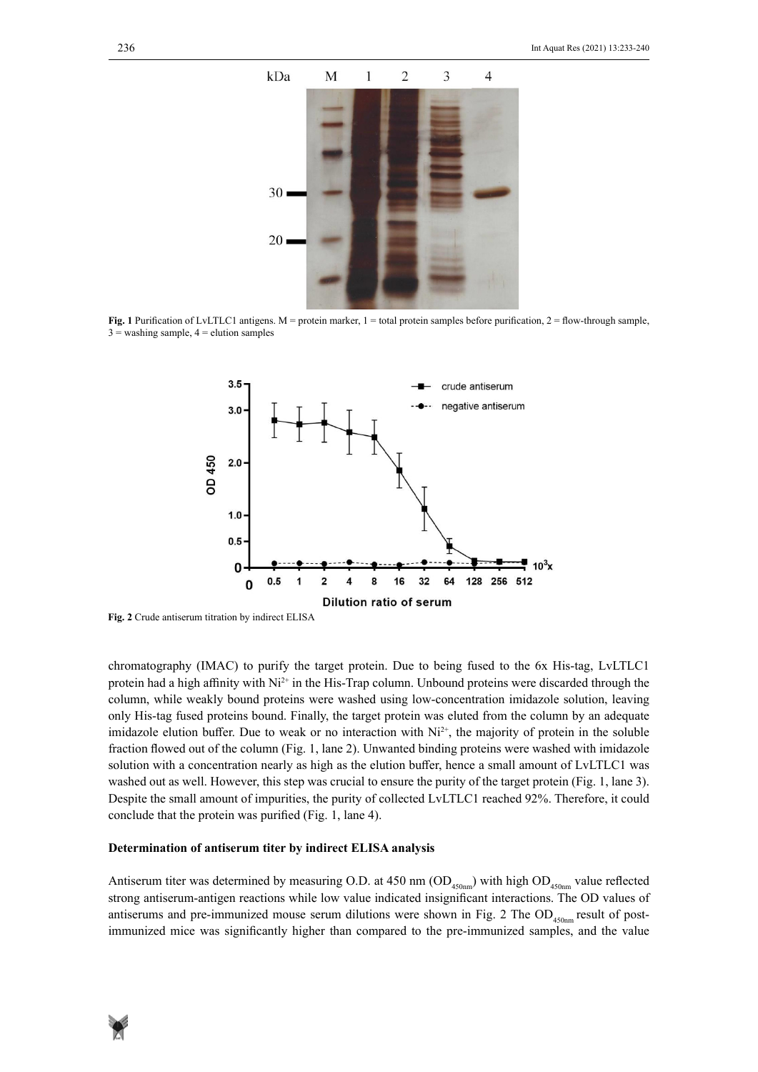**Fig. 1** Purification of LvLTLC1 antigens. M = protein marker, 1 = total protein samples before purification, 2 = flow-through sample, 3 = washing sample, 4 = elution samples

**Fig. 2** Crude antiserum titration by indirect ELISA

chromatography (IMAC) to purify the target protein. Due to being fused to the 6x His-tag, LvLTLC1 protein had a high affinity with $Ni^{2+}$ in the His-Trap column. Unbound proteins were discarded through the column, while weakly bound proteins were washed using low-concentration imidazole solution, leaving only His-tag fused proteins bound. Finally, the target protein was eluted from the column by an adequate imidazole elution buffer. Due to weak or no interaction with $Ni^{2+}$, the majority of protein in the soluble fraction flowed out of the column (Fig. 1, lane 2). Unwanted binding proteins were washed with imidazole solution with a concentration nearly as high as the elution buffer, hence a small amount of LvLTLC1 was washed out as well. However, this step was crucial to ensure the purity of the target protein (Fig. 1, lane 3). Despite the small amount of impurities, the purity of collected LvLTLC1 reached 92%. Therefore, it could conclude that the protein was purified (Fig. 1, lane 4).

### Determination of antiserum titer by indirect ELISA analysis

Antiserum titer was determined by measuring O.D. at 450 nm ($OD_{450nm}$) with high $OD_{450nm}$ value reflected strong antiserum-antigen reactions while low value indicated insignificant interactions. The OD values of antiserums and pre-immunized mouse serum dilutions were shown in Fig. 2 The $OD_{450nm}$ result of post-immunized mice was significantly higher than compared to the pre-immunized samples, and the value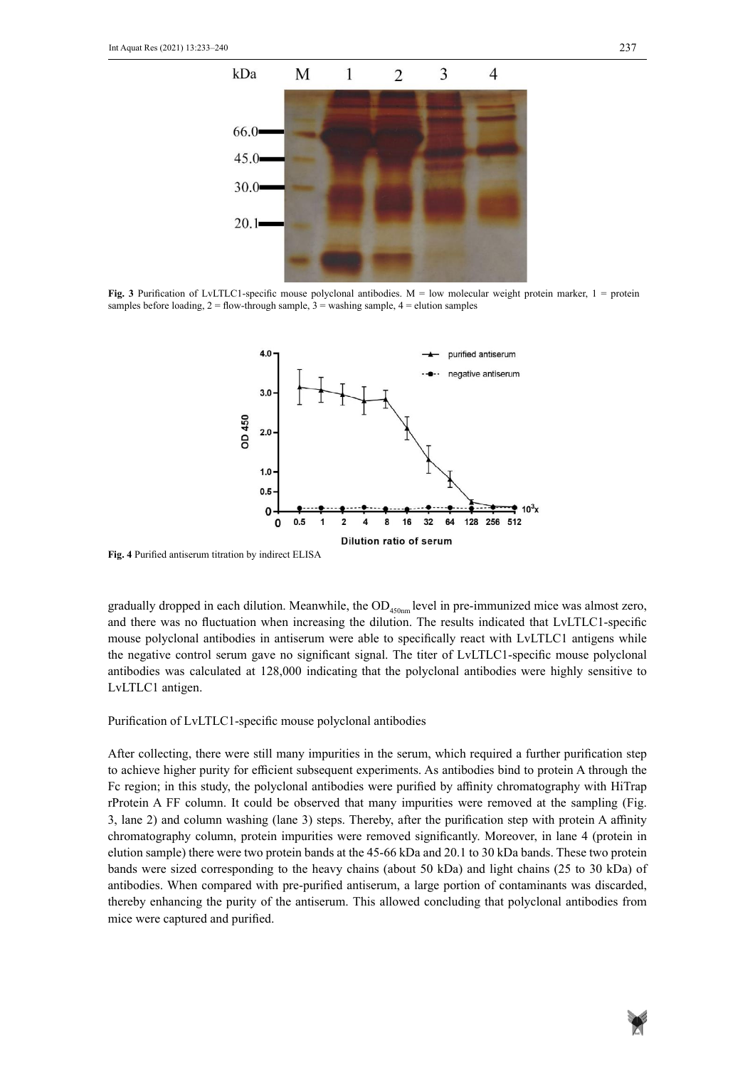**Fig. 3** Purification of LvLTLC1-specific mouse polyclonal antibodies. M = low molecular weight protein marker, 1 = protein samples before loading, 2 = flow-through sample, 3 = washing sample, 4 = elution samples

**Fig. 4** Purified antiserum titration by indirect ELISA

gradually dropped in each dilution. Meanwhile, the $OD_{450nm}$ level in pre-immunized mice was almost zero, and there was no fluctuation when increasing the dilution. The results indicated that LvLTLC1-specific mouse polyclonal antibodies in antiserum were able to specifically react with LvLTLC1 antigens while the negative control serum gave no significant signal. The titer of LvLTLC1-specific mouse polyclonal antibodies was calculated at 128,000 indicating that the polyclonal antibodies were highly sensitive to LvLTLC1 antigen.

Purification of LvLTLC1-specific mouse polyclonal antibodies

After collecting, there were still many impurities in the serum, which required a further purification step to achieve higher purity for efficient subsequent experiments. As antibodies bind to protein A through the Fc region; in this study, the polyclonal antibodies were purified by affinity chromatography with HiTrap rProtein A FF column. It could be observed that many impurities were removed at the sampling (Fig. 3, lane 2) and column washing (lane 3) steps. Thereby, after the purification step with protein A affinity chromatography column, protein impurities were removed significantly. Moreover, in lane 4 (protein in elution sample) there were two protein bands at the 45-66 kDa and 20.1 to 30 kDa bands. These two protein bands were sized corresponding to the heavy chains (about 50 kDa) and light chains (25 to 30 kDa) of antibodies. When compared with pre-purified antiserum, a large portion of contaminants was discarded, thereby enhancing the purity of the antiserum. This allowed concluding that polyclonal antibodies from mice were captured and purified.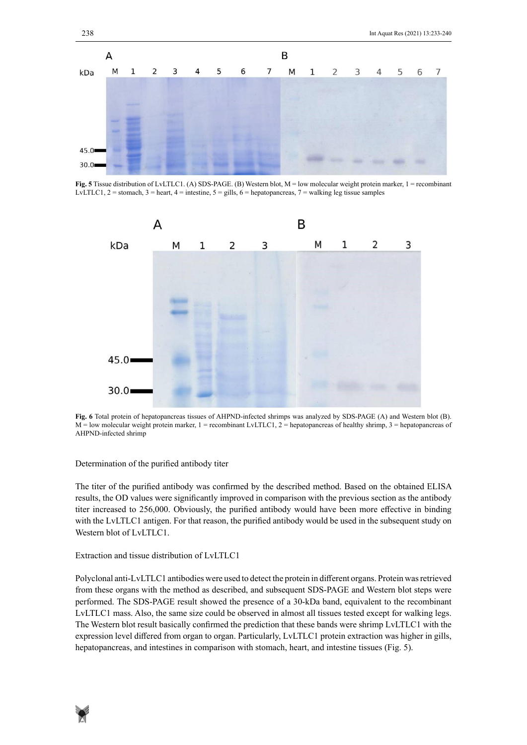**Fig. 5** Tissue distribution of LvLTLC1. (A) SDS-PAGE. (B) Western blot, M = low molecular weight protein marker, 1 = recombinant LvLTLC1, 2 = stomach, 3 = heart, 4 = intestine, 5 = gills, 6 = hepatopancreas, 7 = walking leg tissue samples

**Fig. 6** Total protein of hepatopancreas tissues of AHPND-infected shrimps was analyzed by SDS-PAGE (A) and Western blot (B). M = low molecular weight protein marker, 1 = recombinant LvLTLC1, 2 = hepatopancreas of healthy shrimp, 3 = hepatopancreas of AHPND-infected shrimp

## Determination of the purified antibody titer

The titer of the purified antibody was confirmed by the described method. Based on the obtained ELISA results, the OD values were significantly improved in comparison with the previous section as the antibody titer increased to 256,000. Obviously, the purified antibody would have been more effective in binding with the LvLTLC1 antigen. For that reason, the purified antibody would be used in the subsequent study on Western blot of LvLTLC1.

## Extraction and tissue distribution of LvLTLC1

Polyclonal anti-LvLTLC1 antibodies were used to detect the protein in different organs. Protein was retrieved from these organs with the method as described, and subsequent SDS-PAGE and Western blot steps were performed. The SDS-PAGE result showed the presence of a 30-kDa band, equivalent to the recombinant LvLTLC1 mass. Also, the same size could be observed in almost all tissues tested except for walking legs. The Western blot result basically confirmed the prediction that these bands were shrimp LvLTLC1 with the expression level differed from organ to organ. Particularly, LvLTLC1 protein extraction was higher in gills, hepatopancreas, and intestines in comparison with stomach, heart, and intestine tissues (Fig. 5).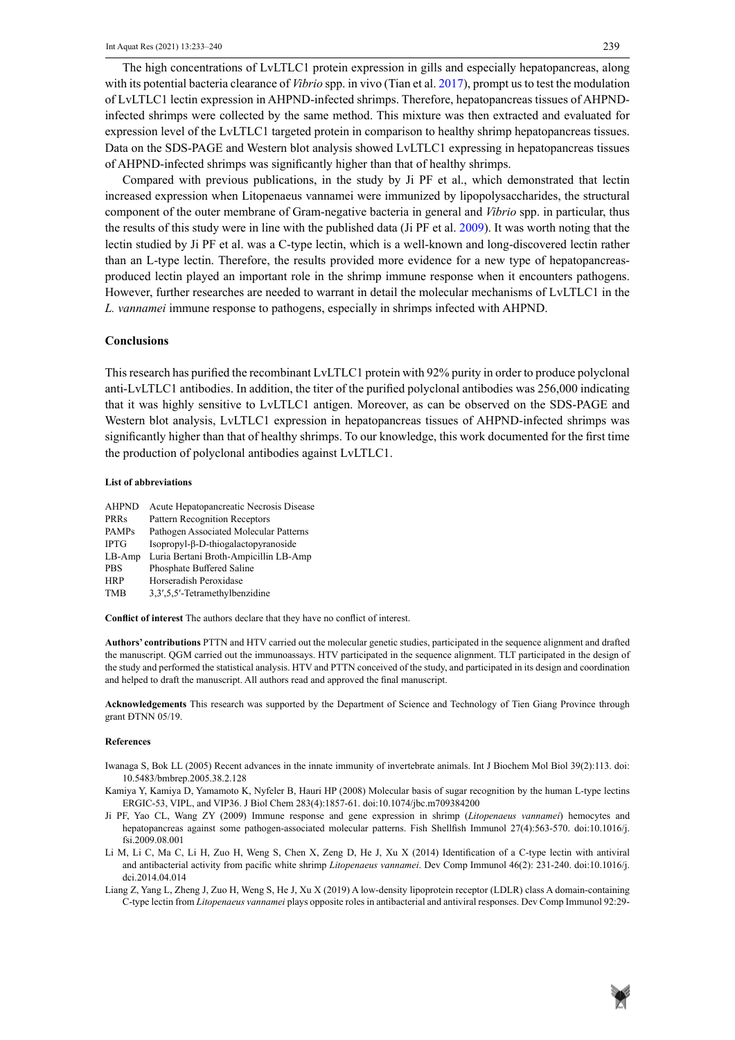The high concentrations of LvLTLC1 protein expression in gills and especially hepatopancreas, along with its potential bacteria clearance of *Vibrio* spp. in vivo (Tian et al. 2017), prompt us to test the modulation of LvLTLC1 lectin expression in AHPND-infected shrimps. Therefore, hepatopancreas tissues of AHPND-infected shrimps were collected by the same method. This mixture was then extracted and evaluated for expression level of the LvLTLC1 targeted protein in comparison to healthy shrimp hepatopancreas tissues. Data on the SDS-PAGE and Western blot analysis showed LvLTLC1 expressing in hepatopancreas tissues of AHPND-infected shrimps was significantly higher than that of healthy shrimps.

Compared with previous publications, in the study by Ji PF et al., which demonstrated that lectin increased expression when Litopenaeus vannamei were immunized by lipopolysaccharides, the structural component of the outer membrane of Gram-negative bacteria in general and *Vibrio* spp. in particular, thus the results of this study were in line with the published data (Ji PF et al. 2009). It was worth noting that the lectin studied by Ji PF et al. was a C-type lectin, which is a well-known and long-discovered lectin rather than an L-type lectin. Therefore, the results provided more evidence for a new type of hepatopancreas-produced lectin played an important role in the shrimp immune response when it encounters pathogens. However, further researches are needed to warrant in detail the molecular mechanisms of LvLTLC1 in the *L. vannamei* immune response to pathogens, especially in shrimps infected with AHPND.

## Conclusions

This research has purified the recombinant LvLTLC1 protein with 92% purity in order to produce polyclonal anti-LvLTLC1 antibodies. In addition, the titer of the purified polyclonal antibodies was 256,000 indicating that it was highly sensitive to LvLTLC1 antigen. Moreover, as can be observed on the SDS-PAGE and Western blot analysis, LvLTLC1 expression in hepatopancreas tissues of AHPND-infected shrimps was significantly higher than that of healthy shrimps. To our knowledge, this work documented for the first time the production of polyclonal antibodies against LvLTLC1.

#### List of abbreviations

| | |
|---|---|
| AHPND | Acute Hepatopancreatic Necrosis Disease |
| PRRs | Pattern Recognition Receptors |
| PAMPs | Pathogen Associated Molecular Patterns |
| IPTG | Isopropyl-β-D-thiogalactopyranoside |
| LB-Amp | Luria Bertani Broth-Ampicillin LB-Amp |
| PBS | Phosphate Buffered Saline |
| HRP | Horseradish Peroxidase |
| TMB | 3,3′,5,5′-Tetramethylbenzidine |

**Conflict of interest** The authors declare that they have no conflict of interest.

**Authors' contributions** PTTN and HTV carried out the molecular genetic studies, participated in the sequence alignment and drafted the manuscript. QGM carried out the immunoassays. HTV participated in the sequence alignment. TLT participated in the design of the study and performed the statistical analysis. HTV and PTTN conceived of the study, and participated in its design and coordination and helped to draft the manuscript. All authors read and approved the final manuscript.

**Acknowledgements** This research was supported by the Department of Science and Technology of Tien Giang Province through grant ĐTNN 05/19.

#### References

Iwanaga S, Bok LL (2005) Recent advances in the innate immunity of invertebrate animals. Int J Biochem Mol Biol 39(2):113. doi: 10.5483/bmbrep.2005.38.2.128

Kamiya Y, Kamiya D, Yamamoto K, Nyfeler B, Hauri HP (2008) Molecular basis of sugar recognition by the human L-type lectins ERGIC-53, VIPL, and VIP36. J Biol Chem 283(4):1857-61. doi:10.1074/jbc.m709384200

Ji PF, Yao CL, Wang ZY (2009) Immune response and gene expression in shrimp (*Litopenaeus vannamei*) hemocytes and hepatopancreas against some pathogen-associated molecular patterns. Fish Shellfish Immunol 27(4):563-570. doi:10.1016/j.fsi.2009.08.001

Li M, Li C, Ma C, Li H, Zuo H, Weng S, Chen X, Zeng D, He J, Xu X (2014) Identification of a C-type lectin with antiviral and antibacterial activity from pacific white shrimp *Litopenaeus vannamei*. Dev Comp Immunol 46(2): 231-240. doi:10.1016/j.dci.2014.04.014

Liang Z, Yang L, Zheng J, Zuo H, Weng S, He J, Xu X (2019) A low-density lipoprotein receptor (LDLR) class A domain-containing C-type lectin from *Litopenaeus vannamei* plays opposite roles in antibacterial and antiviral responses. Dev Comp Immunol 92:29-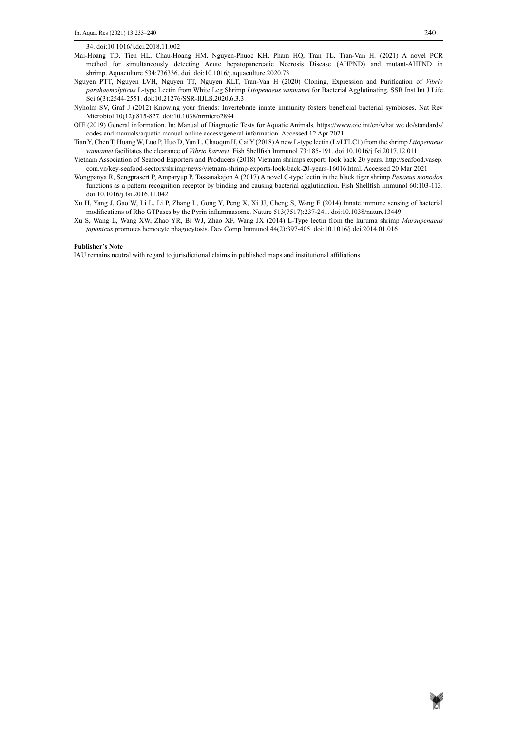34. doi:10.1016/j.dci.2018.11.002

Mai-Hoang TD, Tien HL, Chau-Hoang HM, Nguyen-Phuoc KH, Pham HQ, Tran TL, Tran-Van H. (2021) A novel PCR method for simultaneously detecting Acute hepatopancreatic Necrosis Disease (AHPND) and mutant-AHPND in shrimp. Aquaculture 534:736336. doi: doi:10.1016/j.aquaculture.2020.73

Nguyen PTT, Nguyen LVH, Nguyen TT, Nguyen KLT, Tran-Van H (2020) Cloning, Expression and Purification of *Vibrio parahaemolyticus* L-type Lectin from White Leg Shrimp *Litopenaeus vannamei* for Bacterial Agglutinating. SSR Inst Int J Life Sci 6(3):2544-2551. doi:10.21276/SSR-IIJLS.2020.6.3.3

Nyholm SV, Graf J (2012) Knowing your friends: Invertebrate innate immunity fosters beneficial bacterial symbioses. Nat Rev Microbiol 10(12):815-827. doi:10.1038/nrmicro2894

OIE (2019) General information. In: Manual of Diagnostic Tests for Aquatic Animals. https://www.oie.int/en/what we do/standards/codes and manuals/aquatic manual online access/general information. Accessed 12 Apr 2021

Tian Y, Chen T, Huang W, Luo P, Huo D, Yun L, Chaoqun H, Cai Y (2018) A new L-type lectin (LvLTLC1) from the shrimp *Litopenaeus vannamei* facilitates the clearance of *Vibrio harveyi*. Fish Shellfish Immunol 73:185-191. doi:10.1016/j.fsi.2017.12.011

Vietnam Association of Seafood Exporters and Producers (2018) Vietnam shrimps export: look back 20 years. http://seafood.vasep.com.vn/key-seafood-sectors/shrimp/news/vietnam-shrimp-exports-look-back-20-years-16016.html. Accessed 20 Mar 2021

Wongpanya R, Sengprasert P, Amparyup P, Tassanakajon A (2017) A novel C-type lectin in the black tiger shrimp *Penaeus monodon* functions as a pattern recognition receptor by binding and causing bacterial agglutination. Fish Shellfish Immunol 60:103-113. doi:10.1016/j.fsi.2016.11.042

Xu H, Yang J, Gao W, Li L, Li P, Zhang L, Gong Y, Peng X, Xi JJ, Cheng S, Wang F (2014) Innate immune sensing of bacterial modifications of Rho GTPases by the Pyrin inflammasome. Nature 513(7517):237-241. doi:10.1038/nature13449

Xu S, Wang L, Wang XW, Zhao YR, Bi WJ, Zhao XF, Wang JX (2014) L-Type lectin from the kuruma shrimp *Marsupenaeus japonicus* promotes hemocyte phagocytosis. Dev Comp Immunol 44(2):397-405. doi:10.1016/j.dci.2014.01.016

**Publisher's Note**

IAU remains neutral with regard to jurisdictional claims in published maps and institutional affiliations.